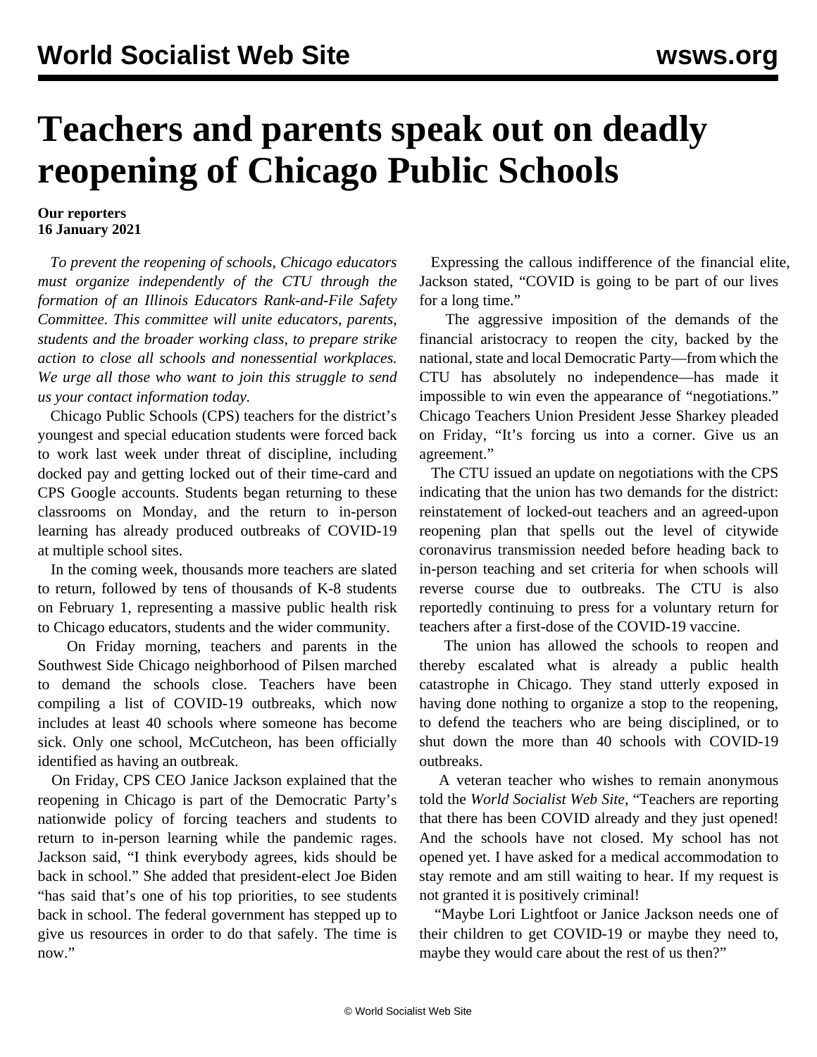# Teachers and parents speak out on deadly reopening of Chicago Public Schools

**Our reporters**
**16 January 2021**

*To prevent the reopening of schools, Chicago educators must organize independently of the CTU through the formation of an Illinois Educators Rank-and-File Safety Committee. This committee will unite educators, parents, students and the broader working class, to prepare strike action to close all schools and nonessential workplaces. We urge all those who want to join this struggle to send us your contact information today.*

Chicago Public Schools (CPS) teachers for the district's youngest and special education students were forced back to work last week under threat of discipline, including docked pay and getting locked out of their time-card and CPS Google accounts. Students began returning to these classrooms on Monday, and the return to in-person learning has already produced outbreaks of COVID-19 at multiple school sites.

In the coming week, thousands more teachers are slated to return, followed by tens of thousands of K-8 students on February 1, representing a massive public health risk to Chicago educators, students and the wider community.

On Friday morning, teachers and parents in the Southwest Side Chicago neighborhood of Pilsen marched to demand the schools close. Teachers have been compiling a list of COVID-19 outbreaks, which now includes at least 40 schools where someone has become sick. Only one school, McCutcheon, has been officially identified as having an outbreak.

On Friday, CPS CEO Janice Jackson explained that the reopening in Chicago is part of the Democratic Party's nationwide policy of forcing teachers and students to return to in-person learning while the pandemic rages. Jackson said, "I think everybody agrees, kids should be back in school." She added that president-elect Joe Biden "has said that's one of his top priorities, to see students back in school. The federal government has stepped up to give us resources in order to do that safely. The time is now."

Expressing the callous indifference of the financial elite, Jackson stated, "COVID is going to be part of our lives for a long time."

The aggressive imposition of the demands of the financial aristocracy to reopen the city, backed by the national, state and local Democratic Party—from which the CTU has absolutely no independence—has made it impossible to win even the appearance of "negotiations." Chicago Teachers Union President Jesse Sharkey pleaded on Friday, "It's forcing us into a corner. Give us an agreement."

The CTU issued an update on negotiations with the CPS indicating that the union has two demands for the district: reinstatement of locked-out teachers and an agreed-upon reopening plan that spells out the level of citywide coronavirus transmission needed before heading back to in-person teaching and set criteria for when schools will reverse course due to outbreaks. The CTU is also reportedly continuing to press for a voluntary return for teachers after a first-dose of the COVID-19 vaccine.

The union has allowed the schools to reopen and thereby escalated what is already a public health catastrophe in Chicago. They stand utterly exposed in having done nothing to organize a stop to the reopening, to defend the teachers who are being disciplined, or to shut down the more than 40 schools with COVID-19 outbreaks.

A veteran teacher who wishes to remain anonymous told the *World Socialist Web Site*, "Teachers are reporting that there has been COVID already and they just opened! And the schools have not closed. My school has not opened yet. I have asked for a medical accommodation to stay remote and am still waiting to hear. If my request is not granted it is positively criminal!

"Maybe Lori Lightfoot or Janice Jackson needs one of their children to get COVID-19 or maybe they need to, maybe they would care about the rest of us then?"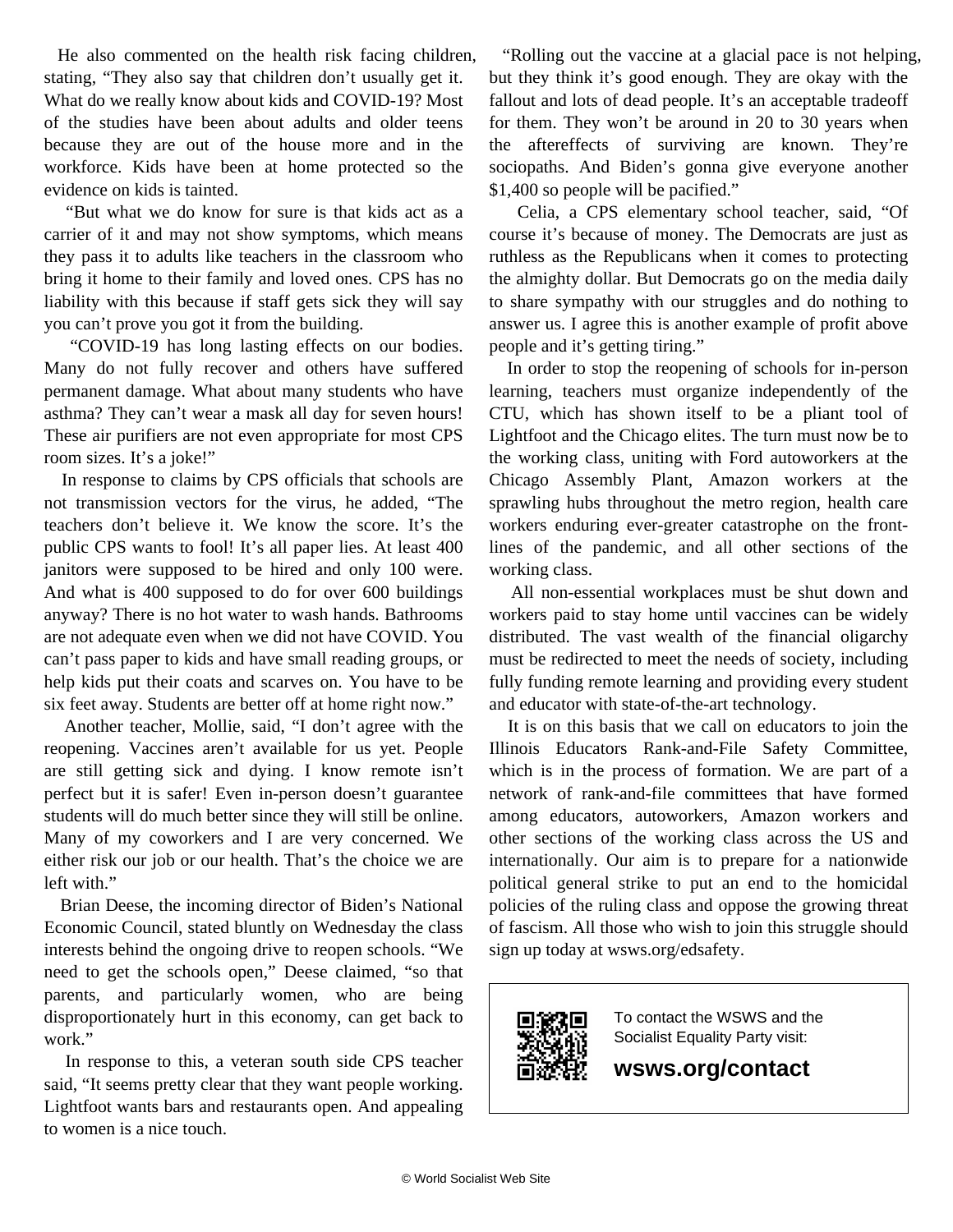He also commented on the health risk facing children, stating, "They also say that children don't usually get it. What do we really know about kids and COVID-19? Most of the studies have been about adults and older teens because they are out of the house more and in the workforce. Kids have been at home protected so the evidence on kids is tainted.

"But what we do know for sure is that kids act as a carrier of it and may not show symptoms, which means they pass it to adults like teachers in the classroom who bring it home to their family and loved ones. CPS has no liability with this because if staff gets sick they will say you can't prove you got it from the building.

"COVID-19 has long lasting effects on our bodies. Many do not fully recover and others have suffered permanent damage. What about many students who have asthma? They can't wear a mask all day for seven hours! These air purifiers are not even appropriate for most CPS room sizes. It's a joke!"

In response to claims by CPS officials that schools are not transmission vectors for the virus, he added, "The teachers don't believe it. We know the score. It's the public CPS wants to fool! It's all paper lies. At least 400 janitors were supposed to be hired and only 100 were. And what is 400 supposed to do for over 600 buildings anyway? There is no hot water to wash hands. Bathrooms are not adequate even when we did not have COVID. You can't pass paper to kids and have small reading groups, or help kids put their coats and scarves on. You have to be six feet away. Students are better off at home right now."

Another teacher, Mollie, said, "I don't agree with the reopening. Vaccines aren't available for us yet. People are still getting sick and dying. I know remote isn't perfect but it is safer! Even in-person doesn't guarantee students will do much better since they will still be online. Many of my coworkers and I are very concerned. We either risk our job or our health. That's the choice we are left with."

Brian Deese, the incoming director of Biden's National Economic Council, stated bluntly on Wednesday the class interests behind the ongoing drive to reopen schools. "We need to get the schools open," Deese claimed, "so that parents, and particularly women, who are being disproportionately hurt in this economy, can get back to work."

In response to this, a veteran south side CPS teacher said, "It seems pretty clear that they want people working. Lightfoot wants bars and restaurants open. And appealing to women is a nice touch.

"Rolling out the vaccine at a glacial pace is not helping, but they think it's good enough. They are okay with the fallout and lots of dead people. It's an acceptable tradeoff for them. They won't be around in 20 to 30 years when the aftereffects of surviving are known. They're sociopaths. And Biden's gonna give everyone another $1,400 so people will be pacified."

Celia, a CPS elementary school teacher, said, "Of course it's because of money. The Democrats are just as ruthless as the Republicans when it comes to protecting the almighty dollar. But Democrats go on the media daily to share sympathy with our struggles and do nothing to answer us. I agree this is another example of profit above people and it's getting tiring."

In order to stop the reopening of schools for in-person learning, teachers must organize independently of the CTU, which has shown itself to be a pliant tool of Lightfoot and the Chicago elites. The turn must now be to the working class, uniting with Ford autoworkers at the Chicago Assembly Plant, Amazon workers at the sprawling hubs throughout the metro region, health care workers enduring ever-greater catastrophe on the front-lines of the pandemic, and all other sections of the working class.

All non-essential workplaces must be shut down and workers paid to stay home until vaccines can be widely distributed. The vast wealth of the financial oligarchy must be redirected to meet the needs of society, including fully funding remote learning and providing every student and educator with state-of-the-art technology.

It is on this basis that we call on educators to join the Illinois Educators Rank-and-File Safety Committee, which is in the process of formation. We are part of a network of rank-and-file committees that have formed among educators, autoworkers, Amazon workers and other sections of the working class across the US and internationally. Our aim is to prepare for a nationwide political general strike to put an end to the homicidal policies of the ruling class and oppose the growing threat of fascism. All those who wish to join this struggle should sign up today at wsws.org/edsafety.

To contact the WSWS and the Socialist Equality Party visit:

**wsws.org/contact**